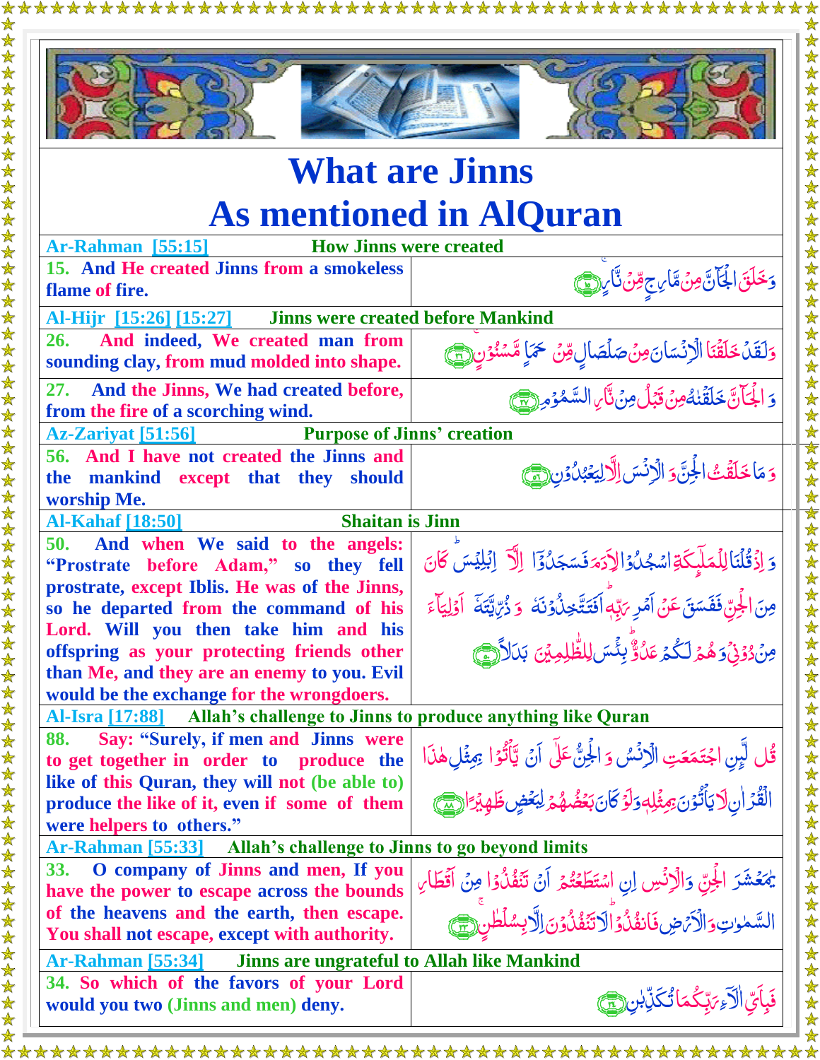# What are Jinns
# As mentioned in AlQuran

| Ar-Rahman [55:15] How Jinns were created | |
|---|---|
| 15. And He created Jinns from a smokeless flame of fire. | وَخَلَقَ الْجَانَّ مِن مَّارِجٍ مِّن نَّارٍ ﴿١٥﴾ |
| **Al-Hijr [15:26] [15:27] Jinns were created before Mankind** | |
| 26. And indeed, We created man from sounding clay, from mud molded into shape. | وَلَقَدْ خَلَقْنَا الْإِنسَانَ مِن صَلْصَالٍ مِّنْ حَمَإٍ مَّسْنُونٍ ﴿٢٦﴾ |
| 27. And the Jinns, We had created before, from the fire of a scorching wind. | وَالْجَانَّ خَلَقْنَاهُ مِن قَبْلُ مِن نَّارِ السَّمُومِ ﴿٢٧﴾ |
| **Az-Zariyat [51:56] Purpose of Jinns' creation** | |
| 56. And I have not created the Jinns and the mankind except that they should worship Me. | وَمَا خَلَقْتُ الْجِنَّ وَالْإِنسَ إِلَّا لِيَعْبُدُونِ ﴿٥٦﴾ |
| **Al-Kahaf [18:50] Shaitan is Jinn** | |
| 50. And when We said to the angels: "Prostrate before Adam," so they fell prostrate, except Iblis. He was of the Jinns, so he departed from the command of his Lord. Will you then take him and his offspring as your protecting friends other than Me, and they are an enemy to you. Evil would be the exchange for the wrongdoers. | وَإِذْ قُلْنَا لِلْمَلَائِكَةِ اسْجُدُوا لِآدَمَ فَسَجَدُوا إِلَّا إِبْلِيسَ كَانَ مِنَ الْجِنِّ فَفَسَقَ عَنْ أَمْرِ رَبِّهِ ۗ أَفَتَتَّخِذُونَهُ وَذُرِّيَّتَهُ أَوْلِيَاءَ مِن دُونِي وَهُمْ لَكُمْ عَدُوٌّ ۚ بِئْسَ لِلظَّالِمِينَ بَدَلًا ﴿٥٠﴾ |
| **Al-Isra [17:88] Allah's challenge to Jinns to produce anything like Quran** | |
| 88. Say: "Surely, if men and Jinns were to get together in order to produce the like of this Quran, they will not (be able to) produce the like of it, even if some of them were helpers to others." | قُل لَّئِنِ اجْتَمَعَتِ الْإِنسُ وَالْجِنُّ عَلَىٰ أَن يَأْتُوا بِمِثْلِ هَٰذَا الْقُرْآنِ لَا يَأْتُونَ بِمِثْلِهِ وَلَوْ كَانَ بَعْضُهُمْ لِبَعْضٍ ظَهِيرًا ﴿٨٨﴾ |
| **Ar-Rahman [55:33] Allah's challenge to Jinns to go beyond limits** | |
| 33. O company of Jinns and men, If you have the power to escape across the bounds of the heavens and the earth, then escape. You shall not escape, except with authority. | يَا مَعْشَرَ الْجِنِّ وَالْإِنسِ إِنِ اسْتَطَعْتُمْ أَن تَنفُذُوا مِنْ أَقْطَارِ السَّمَاوَاتِ وَالْأَرْضِ فَانفُذُوا ۚ لَا تَنفُذُونَ إِلَّا بِسُلْطَانٍ ﴿٣٣﴾ |
| **Ar-Rahman [55:34] Jinns are ungrateful to Allah like Mankind** | |
| 34. So which of the favors of your Lord would you two (Jinns and men) deny. | فَبِأَيِّ آلَاءِ رَبِّكُمَا تُكَذِّبَانِ ﴿٣٤﴾ |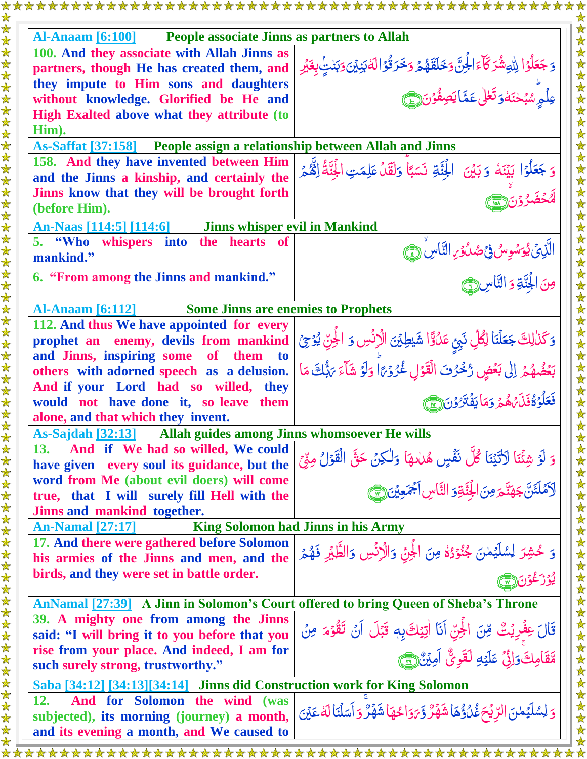| **Al-Anaam [6:100] People associate Jinns as partners to Allah** | |
|---|---|
| **100. And they associate with Allah Jinns as partners, though He has created them, and they impute to Him sons and daughters without knowledge. Glorified be He and High Exalted above what they attribute (to Him).** | وَ جَعَلُوْا لِلّٰهِ شُرَكَآءَ الْجِنَّ وَخَلَقَهُمْ وَخَرَقُوْا لَهٗ بَنِيْنَ وَبَنٰتٍۭ بِغَيْرِ عِلْمٍ ؕ سُبْحٰنَهٗ وَتَعٰلٰى عَمَّا يَصِفُوْنَ ﴿۱۰۰﴾ |
| **As-Saffat [37:158] People assign a relationship between Allah and Jinns** | |
| **158. And they have invented between Him and the Jinns a kinship, and certainly the Jinns know that they will be brought forth (before Him).** | وَ جَعَلُوْا بَيْنَهٗ وَ بَيْنَ الْجِنَّةِ نَسَبًا ؕ وَلَقَدْ عَلِمَتِ الْجِنَّةُ اِنَّهُمْ لَمُحْضَرُوْنَ ۙ﴿۱۵۸﴾ |
| **An-Naas [114:5] [114:6] Jinns whisper evil in Mankind** | |
| **5. "Who whispers into the hearts of mankind."** | الَّذِىْ يُوَسْوِسُ فِىْ صُدُوْرِ النَّاسِ ۙ﴿۵﴾ |
| **6. "From among the Jinns and mankind."** | مِنَ الْجِنَّةِ وَ النَّاسِ ﴿۶﴾ |
| **Al-Anaam [6:112] Some Jinns are enemies to Prophets** | |
| **112. And thus We have appointed for every prophet an enemy, devils from mankind and Jinns, inspiring some of them to others with adorned speech as a delusion. And if your Lord had so willed, they would not have done it, so leave them alone, and that which they invent.** | وَ كَذٰلِكَ جَعَلْنَا لِكُلِّ نَبِىٍّ عَدُوًّا شَيٰطِيْنَ الْاِنْسِ وَ الْجِنِّ يُوْحِىْ بَعْضُهُمْ اِلٰى بَعْضٍ زُخْرُفَ الْقَوْلِ غُرُوْرًا ؕ وَلَوْ شَآءَ رَبُّكَ مَا فَعَلُوْهُ فَذَرْهُمْ وَمَا يَفْتَرُوْنَ ﴿۱۱۲﴾ |
| **As-Sajdah [32:13] Allah guides among Jinns whomsoever He wills** | |
| **13. And if We had so willed, We could have given every soul its guidance, but the word from Me (about evil doers) will come true, that I will surely fill Hell with the Jinns and mankind together.** | وَ لَوْ شِئْنَا لَاٰتَيْنَا كُلَّ نَفْسٍ هُدٰٮهَا وَلٰـكِنْ حَقَّ الْقَوْلُ مِنِّىْ لَاَمْلَئَنَّ جَهَنَّمَ مِنَ الْجِنَّةِ وَالنَّاسِ اَجْمَعِيْنَ ﴿۱۳﴾ |
| **An-Namal [27:17] King Solomon had Jinns in his Army** | |
| **17. And there were gathered before Solomon his armies of the Jinns and men, and the birds, and they were set in battle order.** | وَ حُشِرَ لِسُلَيْمٰنَ جُنُوْدُهٗ مِنَ الْجِنِّ وَالْاِنْسِ وَالطَّيْرِ فَهُمْ يُوْزَعُوْنَ ﴿۱۷﴾ |
| **AnNamal [27:39] A Jinn in Solomon's Court offered to bring Queen of Sheba's Throne** | |
| **39. A mighty one from among the Jinns said: "I will bring it to you before that you rise from your place. And indeed, I am for such surely strong, trustworthy."** | قَالَ عِفْرِيْتٌ مِّنَ الْجِنِّ اَنَا اٰتِيْكَ بِهٖ قَبْلَ اَنْ تَقُوْمَ مِنْ مَّقَامِكَ ۚ وَاِنِّىْ عَلَيْهِ لَقَوِىٌّ اَمِيْنٌ ﴿۳۹﴾ |
| **Saba [34:12] [34:13][34:14] Jinns did Construction work for King Solomon** | |
| **12. And for Solomon the wind (was subjected), its morning (journey) a month, and its evening a month, and We caused to** | وَ لِسُلَيْمٰنَ الرِّيْحَ غُدُوُّهَا شَهْرٌ وَّ رَوَاحُهَا شَهْرٌ ۚ وَ اَسَلْنَا لَهٗ عَيْنَ |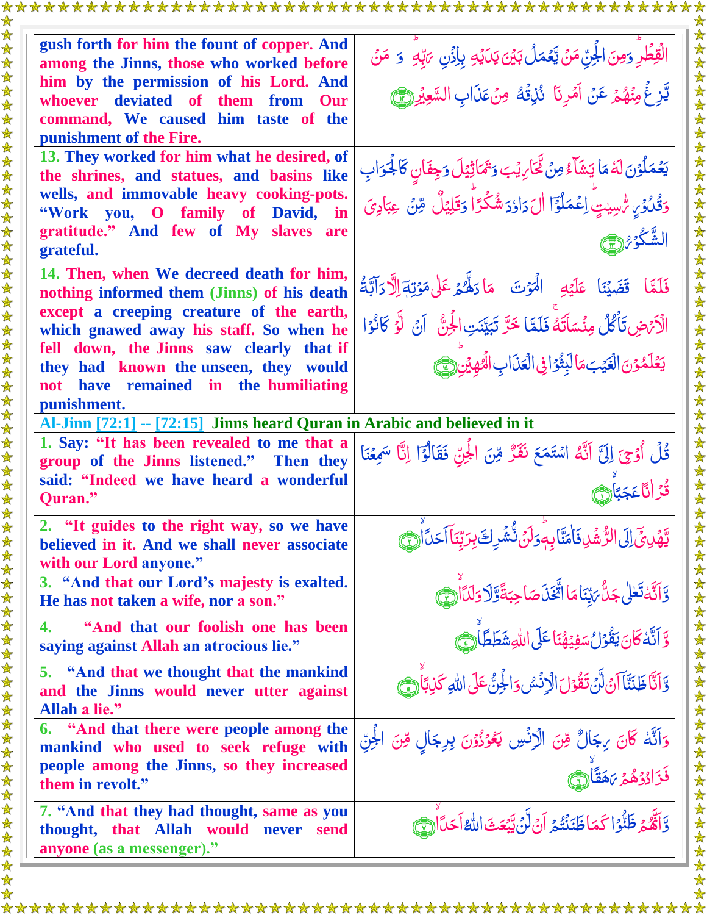| | |
|---|---|
| gush forth for him the fount of copper. And among the Jinns, those who worked before him by the permission of his Lord. And whoever deviated of them from Our command, We caused him taste of the punishment of the Fire. | الْقِطْرِ ۖ وَمِنَ الْجِنِّ مَنْ يَعْمَلُ بَيْنَ يَدَيْهِ بِإِذْنِ رَبِّهِ ۖ وَمَنْ يَزِغْ مِنْهُمْ عَنْ أَمْرِنَا نُذِقْهُ مِنْ عَذَابِ السَّعِيرِ ﴿١٢﴾ |
| 13. They worked for him what he desired, of the shrines, and statues, and basins like wells, and immovable heavy cooking-pots. "Work you, O family of David, in gratitude." And few of My slaves are grateful. | يَعْمَلُونَ لَهُ مَا يَشَاءُ مِنْ مَحَارِيبَ وَتَمَاثِيلَ وَجِفَانٍ كَالْجَوَابِ وَقُدُورٍ رَاسِيَاتٍ ۚ اعْمَلُوا آلَ دَاوُودَ شُكْرًا ۚ وَقَلِيلٌ مِنْ عِبَادِيَ الشَّكُورُ ﴿١٣﴾ |
| 14. Then, when We decreed death for him, nothing informed them (Jinns) of his death except a creeping creature of the earth, which gnawed away his staff. So when he fell down, the Jinns saw clearly that if they had known the unseen, they would not have remained in the humiliating punishment. | فَلَمَّا قَضَيْنَا عَلَيْهِ الْمَوْتَ مَا دَلَّهُمْ عَلَىٰ مَوْتِهِ إِلَّا دَابَّةُ الْأَرْضِ تَأْكُلُ مِنْسَأَتَهُ ۖ فَلَمَّا خَرَّ تَبَيَّنَتِ الْجِنُّ أَنْ لَوْ كَانُوا يَعْلَمُونَ الْغَيْبَ مَا لَبِثُوا فِي الْعَذَابِ الْمُهِينِ ﴿١٤﴾ |
| **Al-Jinn [72:1] -- [72:15] Jinns heard Quran in Arabic and believed in it** | |
| 1. Say: "It has been revealed to me that a group of the Jinns listened." Then they said: "Indeed we have heard a wonderful Quran." | قُلْ أُوحِيَ إِلَيَّ أَنَّهُ اسْتَمَعَ نَفَرٌ مِنَ الْجِنِّ فَقَالُوا إِنَّا سَمِعْنَا قُرْآنًا عَجَبًا ﴿١﴾ |
| 2. "It guides to the right way, so we have believed in it. And we shall never associate with our Lord anyone." | يَهْدِي إِلَى الرُّشْدِ فَآمَنَّا بِهِ ۖ وَلَنْ نُشْرِكَ بِرَبِّنَا أَحَدًا ﴿٢﴾ |
| 3. "And that our Lord's majesty is exalted. He has not taken a wife, nor a son." | وَأَنَّهُ تَعَالَىٰ جَدُّ رَبِّنَا مَا اتَّخَذَ صَاحِبَةً وَلَا وَلَدًا ﴿٣﴾ |
| 4. "And that our foolish one has been saying against Allah an atrocious lie." | وَأَنَّهُ كَانَ يَقُولُ سَفِيهُنَا عَلَى اللَّهِ شَطَطًا ﴿٤﴾ |
| 5. "And that we thought that the mankind and the Jinns would never utter against Allah a lie." | وَأَنَّا ظَنَنَّا أَنْ لَنْ تَقُولَ الْإِنْسُ وَالْجِنُّ عَلَى اللَّهِ كَذِبًا ﴿٥﴾ |
| 6. "And that there were people among the mankind who used to seek refuge with people among the Jinns, so they increased them in revolt." | وَأَنَّهُ كَانَ رِجَالٌ مِنَ الْإِنْسِ يَعُوذُونَ بِرِجَالٍ مِنَ الْجِنِّ فَزَادُوهُمْ رَهَقًا ﴿٦﴾ |
| 7. "And that they had thought, same as you thought, that Allah would never send anyone (as a messenger)." | وَأَنَّهُمْ ظَنُّوا كَمَا ظَنَنْتُمْ أَنْ لَنْ يَبْعَثَ اللَّهُ أَحَدًا ﴿٧﴾ |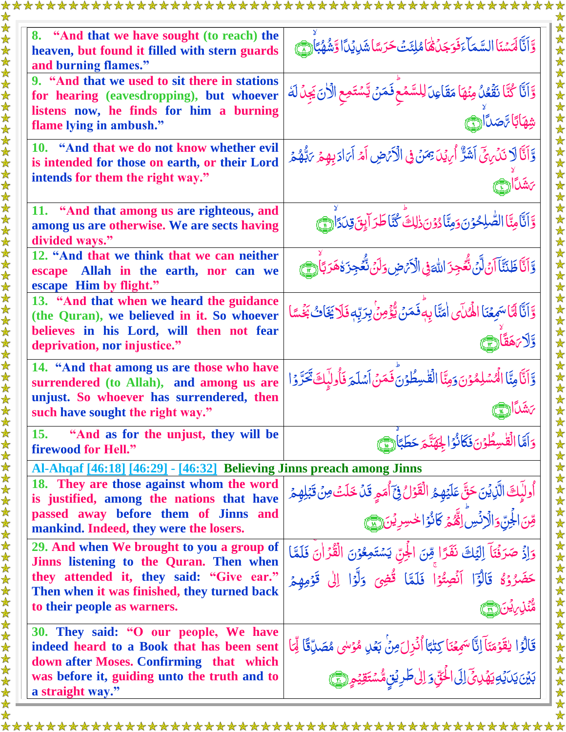| | |
|---|---|
| **8. "And that we have sought (to reach) the heaven, but found it filled with stern guards and burning flames."** | وَّاَنَّا لَمَسۡنَا السَّمَآءَ فَوَجَدۡنٰهَا مُلِئَتۡ حَرَسًا شَدِيۡدًا وَّشُهُبًا ۙ﴿۸﴾ |
| **9. "And that we used to sit there in stations for hearing (eavesdropping), but whoever listens now, he finds for him a burning flame lying in ambush."** | وَّاَنَّا كُنَّا نَقۡعُدُ مِنۡهَا مَقَاعِدَ لِلسَّمۡعِ ؕ فَمَنۡ يَّسۡتَمِعِ الۡاٰنَ يَجِدۡ لَهٗ شِهَابًا رَّصَدًا ۙ﴿۹﴾ |
| **10. "And that we do not know whether evil is intended for those on earth, or their Lord intends for them the right way."** | وَّاَنَّا لَا نَدۡرِىۡۤ اَشَرٌّ اُرِيۡدَ بِمَنۡ فِى الۡاَرۡضِ اَمۡ اَرَادَ بِهِمۡ رَبُّهُمۡ رَشَدًا ۙ﴿۱۰﴾ |
| **11. "And that among us are righteous, and among us are otherwise. We are sects having divided ways."** | وَّاَنَّا مِنَّا الصّٰلِحُوۡنَ وَمِنَّا دُوۡنَ ذٰلِكَ ؕ كُنَّا طَرَآئِقَ قِدَدًا ۙ﴿۱۱﴾ |
| **12. "And that we think that we can neither escape Allah in the earth, nor can we escape Him by flight."** | وَّاَنَّا ظَنَنَّاۤ اَنۡ لَّنۡ نُّعۡجِزَ اللّٰهَ فِى الۡاَرۡضِ وَلَنۡ نُّعۡجِزَهٗ هَرَبًا ۙ﴿۱۲﴾ |
| **13. "And that when we heard the guidance (the Quran), we believed in it. So whoever believes in his Lord, will then not fear deprivation, nor injustice."** | وَّاَنَّا لَمَّا سَمِعۡنَا الۡهُدٰۤى اٰمَنَّا بِهٖ ؕ فَمَنۡ يُّؤۡمِنۡۢ بِرَبِّهٖ فَلَا يَخَافُ بَخۡسًا وَّلَا رَهَقًا ۙ﴿۱۳﴾ |
| **14. "And that among us are those who have surrendered (to Allah), and among us are unjust. So whoever has surrendered, then such have sought the right way."** | وَّاَنَّا مِنَّا الۡمُسۡلِمُوۡنَ وَمِنَّا الۡقٰسِطُوۡنَ ؕ فَمَنۡ اَسۡلَمَ فَاُولٰٓئِكَ تَحَرَّوۡا رَشَدًا ﴿۱۴﴾ |
| **15. "And as for the unjust, they will be firewood for Hell."** | وَاَمَّا الۡقٰسِطُوۡنَ فَكَانُوۡا لِجَهَنَّمَ حَطَبًا ۙ﴿۱۵﴾ |
| **Al-Ahqaf [46:18] [46:29] - [46:32] Believing Jinns preach among Jinns** | |
| **18. They are those against whom the word is justified, among the nations that have passed away before them of Jinns and mankind. Indeed, they were the losers.** | اُولٰٓئِكَ الَّذِيۡنَ حَقَّ عَلَيۡهِمُ الۡقَوۡلُ فِىۡۤ اُمَمٍ قَدۡ خَلَتۡ مِنۡ قَبۡلِهِمۡ مِّنَ الۡجِنِّ وَالۡاِنۡسِ ؕ اِنَّهُمۡ كَانُوۡا خٰسِرِيۡنَ ﴿۱۸﴾ |
| **29. And when We brought to you a group of Jinns listening to the Quran. Then when they attended it, they said: "Give ear." Then when it was finished, they turned back to their people as warners.** | وَاِذۡ صَرَفۡنَاۤ اِلَيۡكَ نَفَرًا مِّنَ الۡجِنِّ يَسۡتَمِعُوۡنَ الۡقُرۡاٰنَ ۚ فَلَمَّا حَضَرُوۡهُ قَالُوۡۤا اَنۡصِتُوۡا ۚ فَلَمَّا قُضِىَ وَلَّوۡا اِلٰى قَوۡمِهِمۡ مُّنۡذِرِيۡنَ ﴿۲۹﴾ |
| **30. They said: "O our people, We have indeed heard to a Book that has been sent down after Moses. Confirming that which was before it, guiding unto the truth and to a straight way."** | قَالُوۡا يٰقَوۡمَنَاۤ اِنَّا سَمِعۡنَا كِتٰبًا اُنۡزِلَ مِنۡۢ بَعۡدِ مُوۡسٰى مُصَدِّقًا لِّمَا بَيۡنَ يَدَيۡهِ يَهۡدِىۡۤ اِلَى الۡحَـقِّ وَاِلٰى طَرِيۡقٍ مُّسۡتَقِيۡمٍ ﴿۳۰﴾ |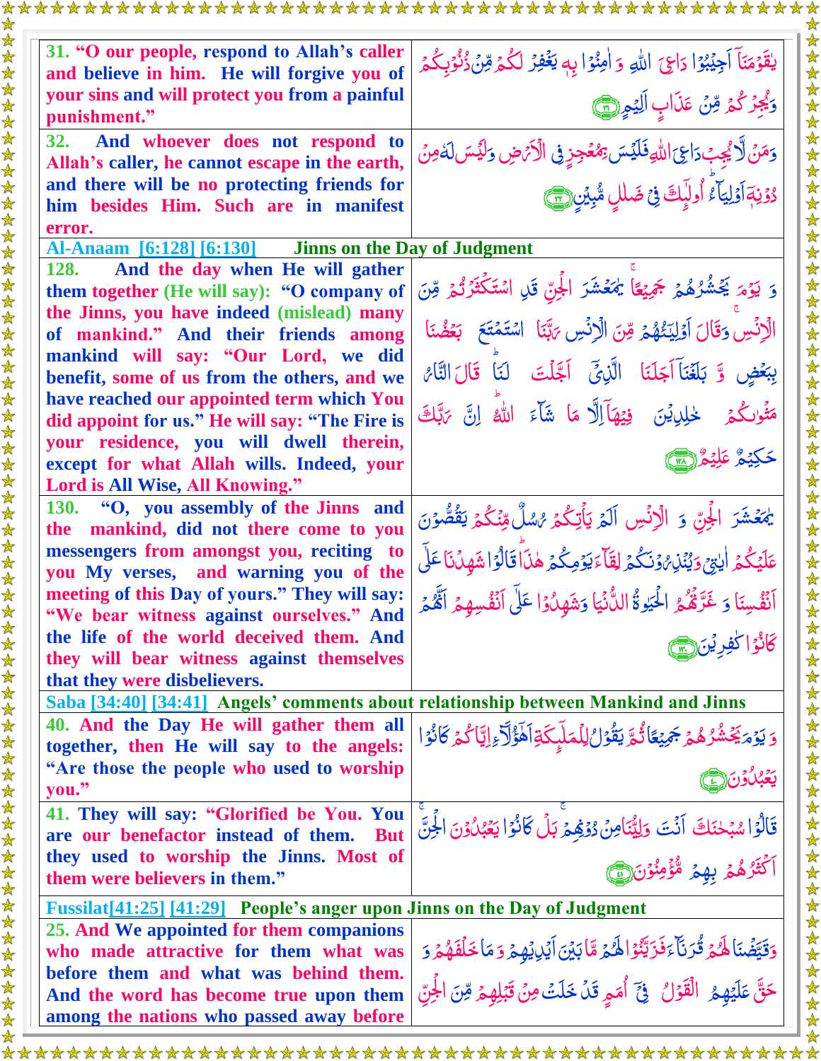| | |
|---|---|
| **31.** "O our people, respond to Allah's caller and believe in him. He will forgive you of your sins and will protect you from a painful punishment." | يٰقَوْمَنَآ اَجِيْبُوْا دَاعِيَ اللّٰهِ وَ اٰمِنُوْا بِهٖ يَغْفِرْ لَكُمْ مِّنْ ذُنُوْبِكُمْ وَيُجِرْكُمْ مِّنْ عَذَابٍ اَلِيْمٍ ﴿۳۱﴾ |
| **32.** And whoever does not respond to Allah's caller, he cannot escape in the earth, and there will be no protecting friends for him besides Him. Such are in manifest error. | وَمَنْ لَّا يُجِبْ دَاعِيَ اللّٰهِ فَلَيْسَ بِمُعْجِزٍ فِي الْاَرْضِ وَلَيْسَ لَهٗ مِنْ دُوْنِهٖٓ اَوْلِيَآءُ ؕ اُولٰٓئِكَ فِيْ ضَلٰلٍ مُّبِيْنٍ ﴿۳۲﴾ |
| **Al-Anaam [6:128] [6:130] Jinns on the Day of Judgment** | |
| **128.** And the day when He will gather them together (He will say): "O company of the Jinns, you have indeed (mislead) many of mankind." And their friends among mankind will say: "Our Lord, we did benefit, some of us from the others, and we have reached our appointed term which You did appoint for us." He will say: "The Fire is your residence, you will dwell therein, except for what Allah wills. Indeed, your Lord is All Wise, All Knowing." | وَ يَوْمَ يَحْشُرُهُمْ جَمِيْعًا ۚ يٰمَعْشَرَ الْجِنِّ قَدِ اسْتَكْثَرْتُمْ مِّنَ الْاِنْسِ ۚ وَقَالَ اَوْلِيٰٓؤُهُمْ مِّنَ الْاِنْسِ رَبَّنَا اسْتَمْتَعَ بَعْضُنَا بِبَعْضٍ وَّ بَلَغْنَآ اَجَلَنَا الَّذِيْٓ اَجَّلْتَ لَنَا ؕ قَالَ النَّارُ مَثْوٰىكُمْ خٰلِدِيْنَ فِيْهَآ اِلَّا مَا شَآءَ اللّٰهُ ؕ اِنَّ رَبَّكَ حَكِيْمٌ عَلِيْمٌ ﴿۱۲۸﴾ |
| **130.** "O, you assembly of the Jinns and the mankind, did not there come to you messengers from amongst you, reciting to you My verses, and warning you of the meeting of this Day of yours." They will say: "We bear witness against ourselves." And the life of the world deceived them. And they will bear witness against themselves that they were disbelievers. | يٰمَعْشَرَ الْجِنِّ وَ الْاِنْسِ اَلَمْ يَاْتِكُمْ رُسُلٌ مِّنْكُمْ يَقُصُّوْنَ عَلَيْكُمْ اٰيٰتِيْ وَيُنْذِرُوْنَكُمْ لِقَآءَ يَوْمِكُمْ هٰذَا ؕ قَالُوْا شَهِدْنَا عَلٰٓى اَنْفُسِنَا وَ غَرَّتْهُمُ الْحَيٰوةُ الدُّنْيَا وَشَهِدُوْا عَلٰٓى اَنْفُسِهِمْ اَنَّهُمْ كَانُوْا كٰفِرِيْنَ ﴿۱۳۰﴾ |
| **Saba [34:40] [34:41] Angels' comments about relationship between Mankind and Jinns** | |
| **40.** And the Day He will gather them all together, then He will say to the angels: "Are those the people who used to worship you." | وَ يَوْمَ يَحْشُرُهُمْ جَمِيْعًا ثُمَّ يَقُوْلُ لِلْمَلٰٓئِكَةِ اَهٰٓؤُلَآءِ اِيَّاكُمْ كَانُوْا يَعْبُدُوْنَ ﴿۴۰﴾ |
| **41.** They will say: "Glorified be You. You are our benefactor instead of them. But they used to worship the Jinns. Most of them were believers in them." | قَالُوْا سُبْحٰنَكَ اَنْتَ وَلِيُّنَا مِنْ دُوْنِهِمْ ۚ بَلْ كَانُوْا يَعْبُدُوْنَ الْجِنَّ ۚ اَكْثَرُهُمْ بِهِمْ مُّؤْمِنُوْنَ ﴿۴۱﴾ |
| **Fussilat[41:25] [41:29] People's anger upon Jinns on the Day of Judgment** | |
| **25.** And We appointed for them companions who made attractive for them what was before them and what was behind them. And the word has become true upon them among the nations who passed away before | وَقَيَّضْنَا لَهُمْ قُرَنَآءَ فَزَيَّنُوْا لَهُمْ مَّا بَيْنَ اَيْدِيْهِمْ وَ مَا خَلْفَهُمْ وَ حَقَّ عَلَيْهِمُ الْقَوْلُ فِيْٓ اُمَمٍ قَدْ خَلَتْ مِنْ قَبْلِهِمْ مِّنَ الْجِنِّ |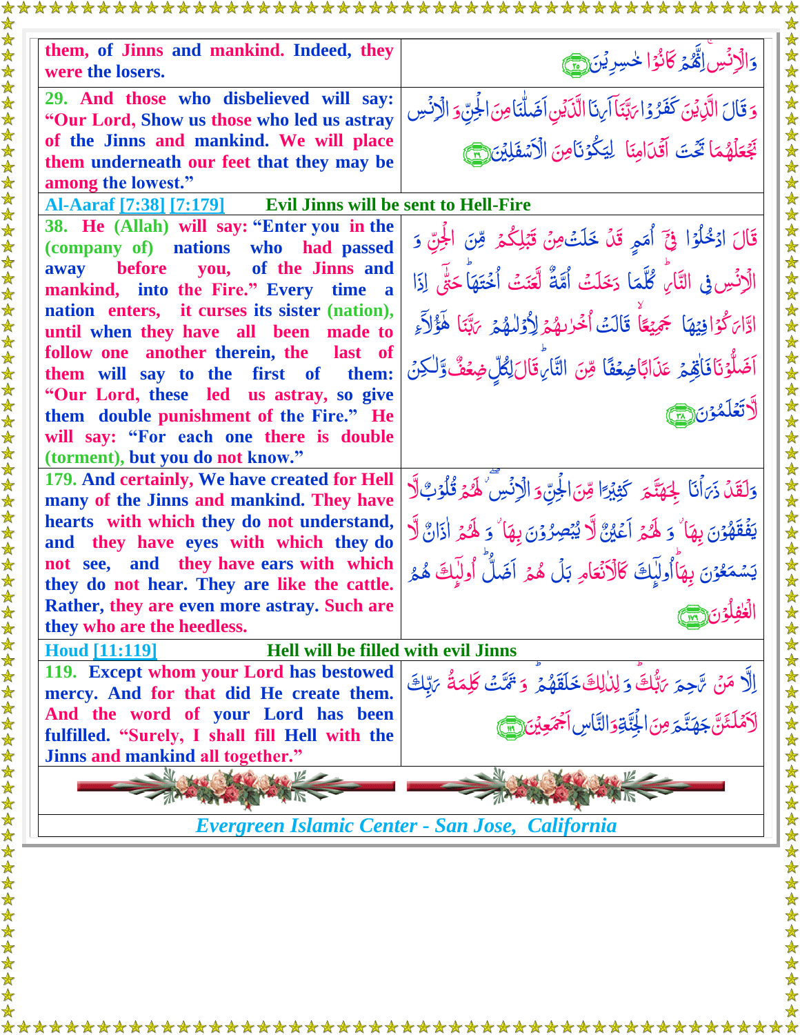| | |
|---|---|
| them, of Jinns and mankind. Indeed, they were the losers. | وَالْاِنْسِ ۚ اِنَّهُمْ كَانُوْا خٰسِرِيْنَ ﴿۲۵﴾ |
| 29. And those who disbelieved will say: "Our Lord, Show us those who led us astray of the Jinns and mankind. We will place them underneath our feet that they may be among the lowest." | وَقَالَ الَّذِيْنَ كَفَرُوْا رَبَّنَاۤ اَرِنَا الَّذَيْنِ اَضَلّٰنَا مِنَ الْجِنِّ وَالْاِنْسِ نَجْعَلْهُمَا تَحْتَ اَقْدَامِنَا لِيَكُوْنَا مِنَ الْاَسْفَلِيْنَ ﴿۲۹﴾ |
| **Al-Aaraf [7:38] [7:179]** | **Evil Jinns will be sent to Hell-Fire** |
| 38. He (Allah) will say: "Enter you in the (company of) nations who had passed away before you, of the Jinns and mankind, into the Fire." Every time a nation enters, it curses its sister (nation), until when they have all been made to follow one another therein, the last of them will say to the first of them: "Our Lord, these led us astray, so give them double punishment of the Fire." He will say: "For each one there is double (torment), but you do not know." | قَالَ ادْخُلُوْا فِيْۤ اُمَمٍ قَدْ خَلَتْ مِنْ قَبْلِكُمْ مِّنَ الْجِنِّ وَ الْاِنْسِ فِي النَّارِ ۭ كُلَّمَا دَخَلَتْ اُمَّةٌ لَّعَنَتْ اُخْتَهَا ۭ حَتّٰۤى اِذَا ادَّارَكُوْا فِيْهَا جَمِيْعًا ۙ قَالَتْ اُخْرٰىهُمْ لِاُوْلٰىهُمْ رَبَّنَا هٰۤؤُلَاۤءِ اَضَلُّوْنَا فَاٰتِهِمْ عَذَابًا ضِعْفًا مِّنَ النَّارِ ۭ قَالَ لِكُلٍّ ضِعْفٌ وَّلٰكِنْ لَّا تَعْلَمُوْنَ ﴿۳۸﴾ |
| 179. And certainly, We have created for Hell many of the Jinns and mankind. They have hearts with which they do not understand, and they have eyes with which they do not see, and they have ears with which they do not hear. They are like the cattle. Rather, they are even more astray. Such are they who are the heedless. | وَلَقَدْ ذَرَاْنَا لِجَهَنَّمَ كَثِيْرًا مِّنَ الْجِنِّ وَالْاِنْسِ ۡ ۖ لَهُمْ قُلُوْبٌ لَّا يَفْقَهُوْنَ بِهَا ۡ وَ لَهُمْ اَعْيُنٌ لَّا يُبْصِرُوْنَ بِهَا ۡ وَ لَهُمْ اٰذَانٌ لَّا يَسْمَعُوْنَ بِهَا ۭ اُولٰۤىِٕكَ كَالْاَنْعَامِ بَلْ هُمْ اَضَلُّ ۭ اُولٰۤىِٕكَ هُمُ الْغٰفِلُوْنَ ﴿۱۷۹﴾ |
| **Houd [11:119]** | **Hell will be filled with evil Jinns** |
| 119. Except whom your Lord has bestowed mercy. And for that did He create them. And the word of your Lord has been fulfilled. "Surely, I shall fill Hell with the Jinns and mankind all together." | اِلَّا مَنْ رَّحِمَ رَبُّكَ ۭ وَلِذٰلِكَ خَلَقَهُمْ ۭ وَتَمَّتْ كَلِمَةُ رَبِّكَ لَاَمْلَئَنَّ جَهَنَّمَ مِنَ الْجِنَّةِ وَالنَّاسِ اَجْمَعِيْنَ ﴿۱۱۹﴾ |

*Evergreen Islamic Center - San Jose, California*